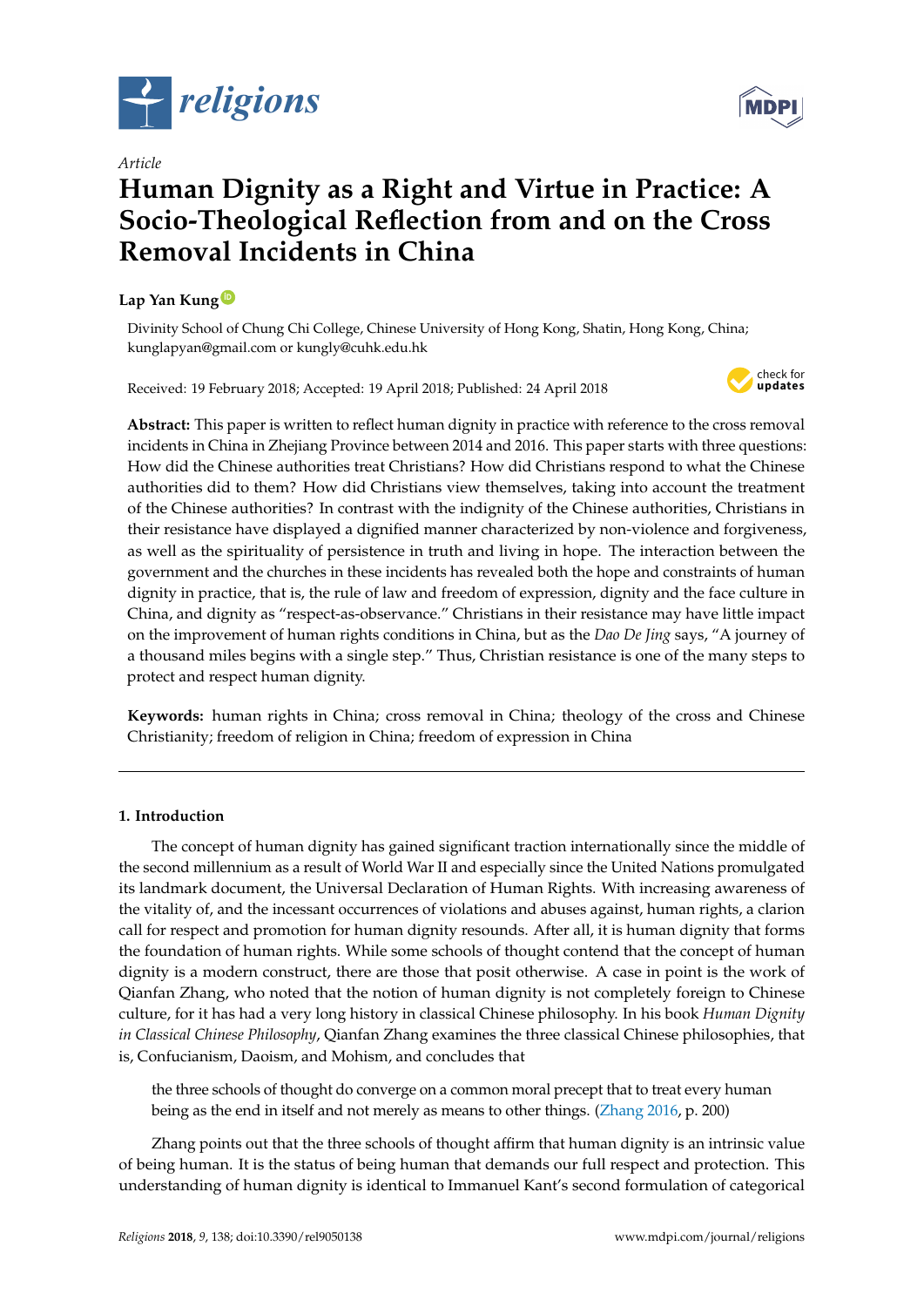*Article*

# Human Dignity as a Right and Virtue in Practice: A Socio-Theological Reflection from and on the Cross Removal Incidents in China

**Lap Yan Kung**

Divinity School of Chung Chi College, Chinese University of Hong Kong, Shatin, Hong Kong, China; kunglapyan@gmail.com or kungly@cuhk.edu.hk

Received: 19 February 2018; Accepted: 19 April 2018; Published: 24 April 2018

**Abstract:** This paper is written to reflect human dignity in practice with reference to the cross removal incidents in China in Zhejiang Province between 2014 and 2016. This paper starts with three questions: How did the Chinese authorities treat Christians? How did Christians respond to what the Chinese authorities did to them? How did Christians view themselves, taking into account the treatment of the Chinese authorities? In contrast with the indignity of the Chinese authorities, Christians in their resistance have displayed a dignified manner characterized by non-violence and forgiveness, as well as the spirituality of persistence in truth and living in hope. The interaction between the government and the churches in these incidents has revealed both the hope and constraints of human dignity in practice, that is, the rule of law and freedom of expression, dignity and the face culture in China, and dignity as "respect-as-observance." Christians in their resistance may have little impact on the improvement of human rights conditions in China, but as the *Dao De Jing* says, "A journey of a thousand miles begins with a single step." Thus, Christian resistance is one of the many steps to protect and respect human dignity.

**Keywords:** human rights in China; cross removal in China; theology of the cross and Chinese Christianity; freedom of religion in China; freedom of expression in China

## 1. Introduction

The concept of human dignity has gained significant traction internationally since the middle of the second millennium as a result of World War II and especially since the United Nations promulgated its landmark document, the Universal Declaration of Human Rights. With increasing awareness of the vitality of, and the incessant occurrences of violations and abuses against, human rights, a clarion call for respect and promotion for human dignity resounds. After all, it is human dignity that forms the foundation of human rights. While some schools of thought contend that the concept of human dignity is a modern construct, there are those that posit otherwise. A case in point is the work of Qianfan Zhang, who noted that the notion of human dignity is not completely foreign to Chinese culture, for it has had a very long history in classical Chinese philosophy. In his book *Human Dignity in Classical Chinese Philosophy*, Qianfan Zhang examines the three classical Chinese philosophies, that is, Confucianism, Daoism, and Mohism, and concludes that

> the three schools of thought do converge on a common moral precept that to treat every human being as the end in itself and not merely as means to other things. (Zhang 2016, p. 200)

Zhang points out that the three schools of thought affirm that human dignity is an intrinsic value of being human. It is the status of being human that demands our full respect and protection. This understanding of human dignity is identical to Immanuel Kant's second formulation of categorical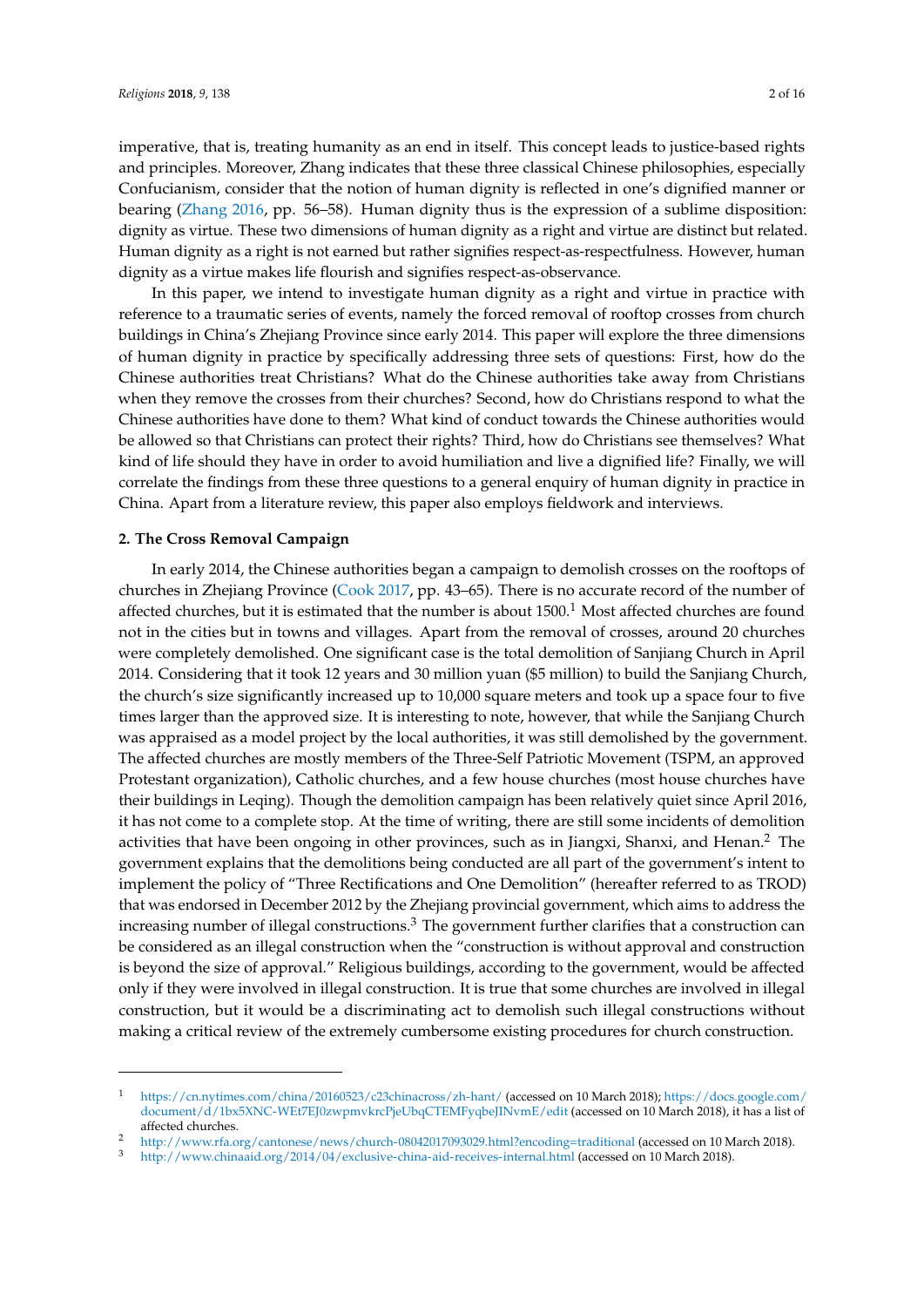imperative, that is, treating humanity as an end in itself. This concept leads to justice-based rights and principles. Moreover, Zhang indicates that these three classical Chinese philosophies, especially Confucianism, consider that the notion of human dignity is reflected in one's dignified manner or bearing (Zhang 2016, pp. 56–58). Human dignity thus is the expression of a sublime disposition: dignity as virtue. These two dimensions of human dignity as a right and virtue are distinct but related. Human dignity as a right is not earned but rather signifies respect-as-respectfulness. However, human dignity as a virtue makes life flourish and signifies respect-as-observance.

In this paper, we intend to investigate human dignity as a right and virtue in practice with reference to a traumatic series of events, namely the forced removal of rooftop crosses from church buildings in China's Zhejiang Province since early 2014. This paper will explore the three dimensions of human dignity in practice by specifically addressing three sets of questions: First, how do the Chinese authorities treat Christians? What do the Chinese authorities take away from Christians when they remove the crosses from their churches? Second, how do Christians respond to what the Chinese authorities have done to them? What kind of conduct towards the Chinese authorities would be allowed so that Christians can protect their rights? Third, how do Christians see themselves? What kind of life should they have in order to avoid humiliation and live a dignified life? Finally, we will correlate the findings from these three questions to a general enquiry of human dignity in practice in China. Apart from a literature review, this paper also employs fieldwork and interviews.

## 2. The Cross Removal Campaign

In early 2014, the Chinese authorities began a campaign to demolish crosses on the rooftops of churches in Zhejiang Province (Cook 2017, pp. 43–65). There is no accurate record of the number of affected churches, but it is estimated that the number is about 1500.[1] Most affected churches are found not in the cities but in towns and villages. Apart from the removal of crosses, around 20 churches were completely demolished. One significant case is the total demolition of Sanjiang Church in April 2014. Considering that it took 12 years and 30 million yuan ($5 million) to build the Sanjiang Church, the church's size significantly increased up to 10,000 square meters and took up a space four to five times larger than the approved size. It is interesting to note, however, that while the Sanjiang Church was appraised as a model project by the local authorities, it was still demolished by the government. The affected churches are mostly members of the Three-Self Patriotic Movement (TSPM, an approved Protestant organization), Catholic churches, and a few house churches (most house churches have their buildings in Leqing). Though the demolition campaign has been relatively quiet since April 2016, it has not come to a complete stop. At the time of writing, there are still some incidents of demolition activities that have been ongoing in other provinces, such as in Jiangxi, Shanxi, and Henan.[2] The government explains that the demolitions being conducted are all part of the government's intent to implement the policy of "Three Rectifications and One Demolition" (hereafter referred to as TROD) that was endorsed in December 2012 by the Zhejiang provincial government, which aims to address the increasing number of illegal constructions.[3] The government further clarifies that a construction can be considered as an illegal construction when the "construction is without approval and construction is beyond the size of approval." Religious buildings, according to the government, would be affected only if they were involved in illegal construction. It is true that some churches are involved in illegal construction, but it would be a discriminating act to demolish such illegal constructions without making a critical review of the extremely cumbersome existing procedures for church construction.

---

1 https://cn.nytimes.com/china/20160523/c23chinacross/zh-hant/ (accessed on 10 March 2018); https://docs.google.com/document/d/1bx5XNC-WEt7EJ0zwpmvkrcPjeUbqCTEMFyqbeJINvmE/edit (accessed on 10 March 2018), it has a list of affected churches.

2 http://www.rfa.org/cantonese/news/church-08042017093029.html?encoding=traditional (accessed on 10 March 2018).

3 http://www.chinaaid.org/2014/04/exclusive-china-aid-receives-internal.html (accessed on 10 March 2018).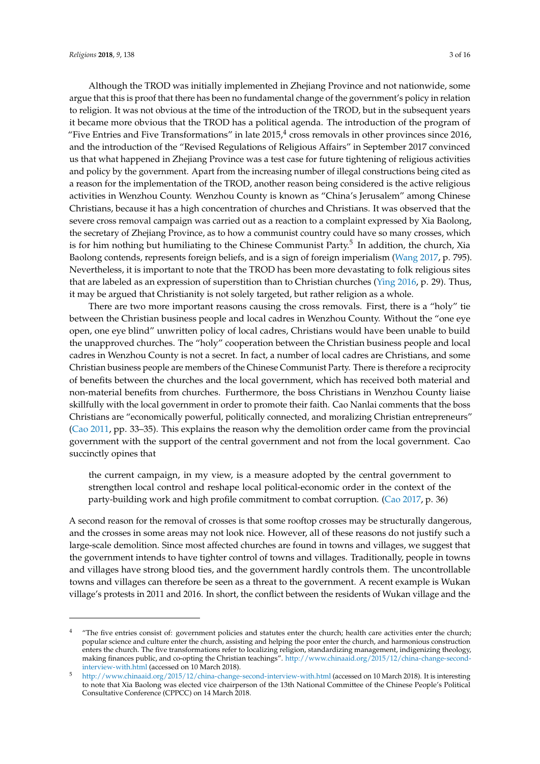Although the TROD was initially implemented in Zhejiang Province and not nationwide, some argue that this is proof that there has been no fundamental change of the government's policy in relation to religion. It was not obvious at the time of the introduction of the TROD, but in the subsequent years it became more obvious that the TROD has a political agenda. The introduction of the program of "Five Entries and Five Transformations" in late 2015,[4] cross removals in other provinces since 2016, and the introduction of the "Revised Regulations of Religious Affairs" in September 2017 convinced us that what happened in Zhejiang Province was a test case for future tightening of religious activities and policy by the government. Apart from the increasing number of illegal constructions being cited as a reason for the implementation of the TROD, another reason being considered is the active religious activities in Wenzhou County. Wenzhou County is known as "China's Jerusalem" among Chinese Christians, because it has a high concentration of churches and Christians. It was observed that the severe cross removal campaign was carried out as a reaction to a complaint expressed by Xia Baolong, the secretary of Zhejiang Province, as to how a communist country could have so many crosses, which is for him nothing but humiliating to the Chinese Communist Party.[5] In addition, the church, Xia Baolong contends, represents foreign beliefs, and is a sign of foreign imperialism (Wang 2017, p. 795). Nevertheless, it is important to note that the TROD has been more devastating to folk religious sites that are labeled as an expression of superstition than to Christian churches (Ying 2016, p. 29). Thus, it may be argued that Christianity is not solely targeted, but rather religion as a whole.

There are two more important reasons causing the cross removals. First, there is a "holy" tie between the Christian business people and local cadres in Wenzhou County. Without the "one eye open, one eye blind" unwritten policy of local cadres, Christians would have been unable to build the unapproved churches. The "holy" cooperation between the Christian business people and local cadres in Wenzhou County is not a secret. In fact, a number of local cadres are Christians, and some Christian business people are members of the Chinese Communist Party. There is therefore a reciprocity of benefits between the churches and the local government, which has received both material and non-material benefits from churches. Furthermore, the boss Christians in Wenzhou County liaise skillfully with the local government in order to promote their faith. Cao Nanlai comments that the boss Christians are "economically powerful, politically connected, and moralizing Christian entrepreneurs" (Cao 2011, pp. 33–35). This explains the reason why the demolition order came from the provincial government with the support of the central government and not from the local government. Cao succinctly opines that

> the current campaign, in my view, is a measure adopted by the central government to strengthen local control and reshape local political-economic order in the context of the party-building work and high profile commitment to combat corruption. (Cao 2017, p. 36)

A second reason for the removal of crosses is that some rooftop crosses may be structurally dangerous, and the crosses in some areas may not look nice. However, all of these reasons do not justify such a large-scale demolition. Since most affected churches are found in towns and villages, we suggest that the government intends to have tighter control of towns and villages. Traditionally, people in towns and villages have strong blood ties, and the government hardly controls them. The uncontrollable towns and villages can therefore be seen as a threat to the government. A recent example is Wukan village's protests in 2011 and 2016. In short, the conflict between the residents of Wukan village and the

---

[4] "The five entries consist of: government policies and statutes enter the church; health care activities enter the church; popular science and culture enter the church, assisting and helping the poor enter the church, and harmonious construction enters the church. The five transformations refer to localizing religion, standardizing management, indigenizing theology, making finances public, and co-opting the Christian teachings". http://www.chinaaid.org/2015/12/china-change-second-interview-with.html (accessed on 10 March 2018).

[5] http://www.chinaaid.org/2015/12/china-change-second-interview-with.html (accessed on 10 March 2018). It is interesting to note that Xia Baolong was elected vice chairperson of the 13th National Committee of the Chinese People's Political Consultative Conference (CPPCC) on 14 March 2018.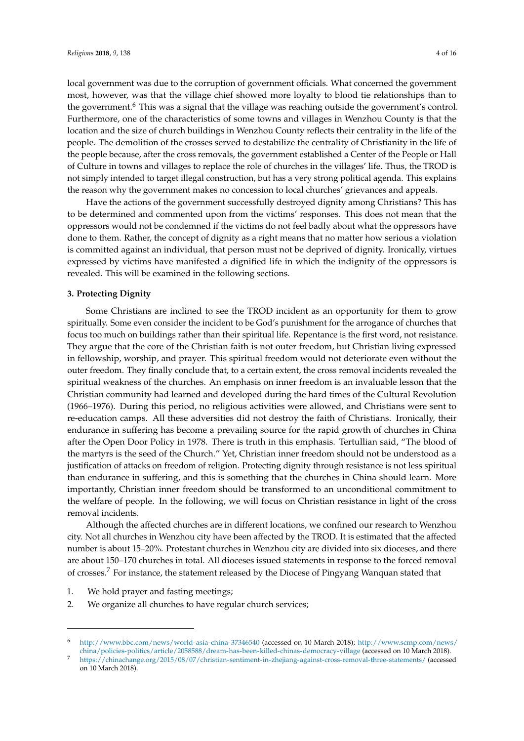local government was due to the corruption of government officials. What concerned the government most, however, was that the village chief showed more loyalty to blood tie relationships than to the government.[6] This was a signal that the village was reaching outside the government's control. Furthermore, one of the characteristics of some towns and villages in Wenzhou County is that the location and the size of church buildings in Wenzhou County reflects their centrality in the life of the people. The demolition of the crosses served to destabilize the centrality of Christianity in the life of the people because, after the cross removals, the government established a Center of the People or Hall of Culture in towns and villages to replace the role of churches in the villages' life. Thus, the TROD is not simply intended to target illegal construction, but has a very strong political agenda. This explains the reason why the government makes no concession to local churches' grievances and appeals.

Have the actions of the government successfully destroyed dignity among Christians? This has to be determined and commented upon from the victims' responses. This does not mean that the oppressors would not be condemned if the victims do not feel badly about what the oppressors have done to them. Rather, the concept of dignity as a right means that no matter how serious a violation is committed against an individual, that person must not be deprived of dignity. Ironically, virtues expressed by victims have manifested a dignified life in which the indignity of the oppressors is revealed. This will be examined in the following sections.

## 3. Protecting Dignity

Some Christians are inclined to see the TROD incident as an opportunity for them to grow spiritually. Some even consider the incident to be God's punishment for the arrogance of churches that focus too much on buildings rather than their spiritual life. Repentance is the first word, not resistance. They argue that the core of the Christian faith is not outer freedom, but Christian living expressed in fellowship, worship, and prayer. This spiritual freedom would not deteriorate even without the outer freedom. They finally conclude that, to a certain extent, the cross removal incidents revealed the spiritual weakness of the churches. An emphasis on inner freedom is an invaluable lesson that the Christian community had learned and developed during the hard times of the Cultural Revolution (1966–1976). During this period, no religious activities were allowed, and Christians were sent to re-education camps. All these adversities did not destroy the faith of Christians. Ironically, their endurance in suffering has become a prevailing source for the rapid growth of churches in China after the Open Door Policy in 1978. There is truth in this emphasis. Tertullian said, "The blood of the martyrs is the seed of the Church." Yet, Christian inner freedom should not be understood as a justification of attacks on freedom of religion. Protecting dignity through resistance is not less spiritual than endurance in suffering, and this is something that the churches in China should learn. More importantly, Christian inner freedom should be transformed to an unconditional commitment to the welfare of people. In the following, we will focus on Christian resistance in light of the cross removal incidents.

Although the affected churches are in different locations, we confined our research to Wenzhou city. Not all churches in Wenzhou city have been affected by the TROD. It is estimated that the affected number is about 15–20%. Protestant churches in Wenzhou city are divided into six dioceses, and there are about 150–170 churches in total. All dioceses issued statements in response to the forced removal of crosses.[7] For instance, the statement released by the Diocese of Pingyang Wanquan stated that

1. We hold prayer and fasting meetings;
2. We organize all churches to have regular church services;

---

[6] http://www.bbc.com/news/world-asia-china-37346540 (accessed on 10 March 2018); http://www.scmp.com/news/china/policies-politics/article/2058588/dream-has-been-killed-chinas-democracy-village (accessed on 10 March 2018).

[7] https://chinachange.org/2015/08/07/christian-sentiment-in-zhejiang-against-cross-removal-three-statements/ (accessed on 10 March 2018).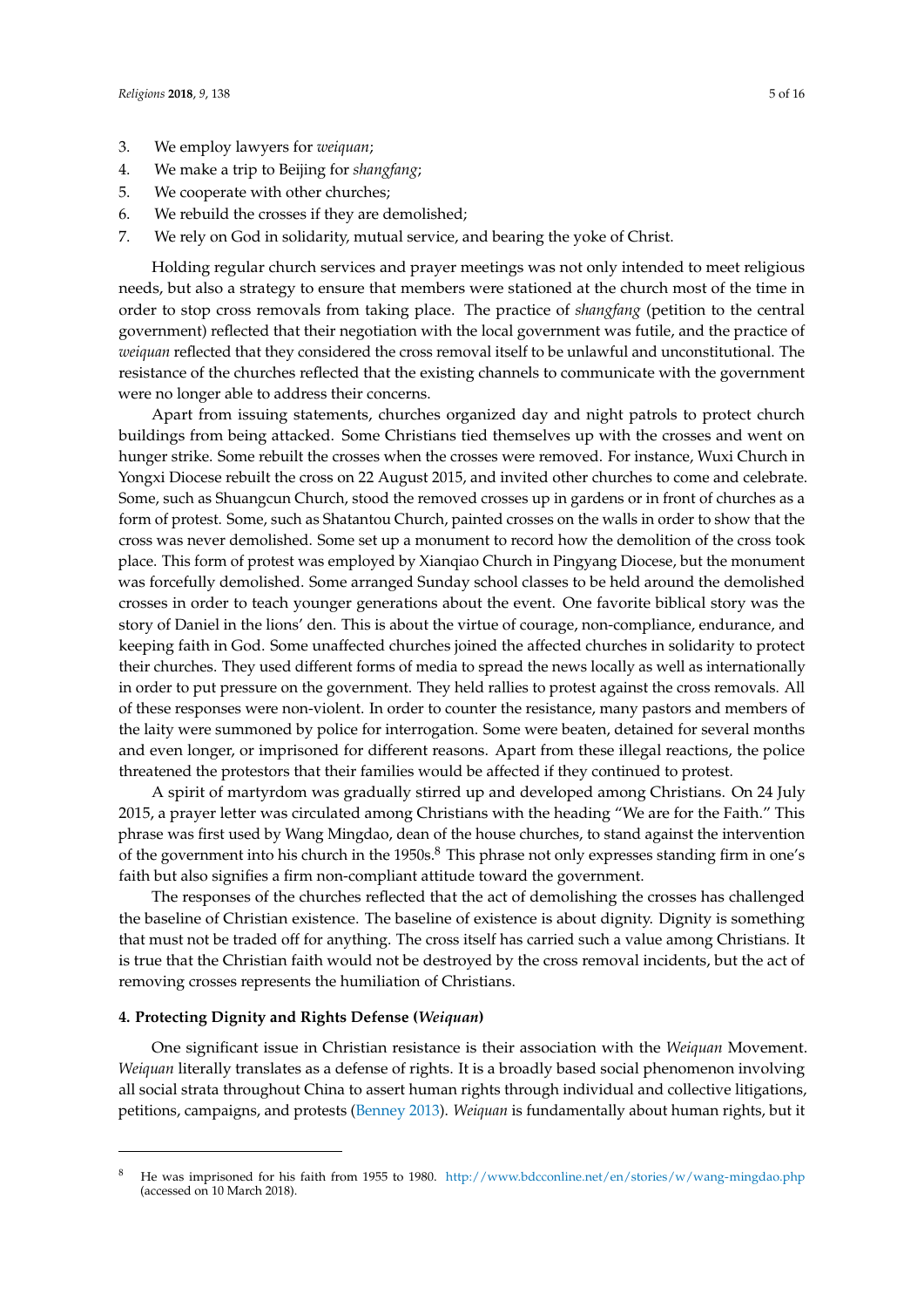3. We employ lawyers for *weiquan*;
4. We make a trip to Beijing for *shangfang*;
5. We cooperate with other churches;
6. We rebuild the crosses if they are demolished;
7. We rely on God in solidarity, mutual service, and bearing the yoke of Christ.

Holding regular church services and prayer meetings was not only intended to meet religious needs, but also a strategy to ensure that members were stationed at the church most of the time in order to stop cross removals from taking place. The practice of *shangfang* (petition to the central government) reflected that their negotiation with the local government was futile, and the practice of *weiquan* reflected that they considered the cross removal itself to be unlawful and unconstitutional. The resistance of the churches reflected that the existing channels to communicate with the government were no longer able to address their concerns.

Apart from issuing statements, churches organized day and night patrols to protect church buildings from being attacked. Some Christians tied themselves up with the crosses and went on hunger strike. Some rebuilt the crosses when the crosses were removed. For instance, Wuxi Church in Yongxi Diocese rebuilt the cross on 22 August 2015, and invited other churches to come and celebrate. Some, such as Shuangcun Church, stood the removed crosses up in gardens or in front of churches as a form of protest. Some, such as Shatantou Church, painted crosses on the walls in order to show that the cross was never demolished. Some set up a monument to record how the demolition of the cross took place. This form of protest was employed by Xianqiao Church in Pingyang Diocese, but the monument was forcefully demolished. Some arranged Sunday school classes to be held around the demolished crosses in order to teach younger generations about the event. One favorite biblical story was the story of Daniel in the lions' den. This is about the virtue of courage, non-compliance, endurance, and keeping faith in God. Some unaffected churches joined the affected churches in solidarity to protect their churches. They used different forms of media to spread the news locally as well as internationally in order to put pressure on the government. They held rallies to protest against the cross removals. All of these responses were non-violent. In order to counter the resistance, many pastors and members of the laity were summoned by police for interrogation. Some were beaten, detained for several months and even longer, or imprisoned for different reasons. Apart from these illegal reactions, the police threatened the protestors that their families would be affected if they continued to protest.

A spirit of martyrdom was gradually stirred up and developed among Christians. On 24 July 2015, a prayer letter was circulated among Christians with the heading "We are for the Faith." This phrase was first used by Wang Mingdao, dean of the house churches, to stand against the intervention of the government into his church in the 1950s.[8] This phrase not only expresses standing firm in one's faith but also signifies a firm non-compliant attitude toward the government.

The responses of the churches reflected that the act of demolishing the crosses has challenged the baseline of Christian existence. The baseline of existence is about dignity. Dignity is something that must not be traded off for anything. The cross itself has carried such a value among Christians. It is true that the Christian faith would not be destroyed by the cross removal incidents, but the act of removing crosses represents the humiliation of Christians.

## 4. Protecting Dignity and Rights Defense (*Weiquan*)

One significant issue in Christian resistance is their association with the *Weiquan* Movement. *Weiquan* literally translates as a defense of rights. It is a broadly based social phenomenon involving all social strata throughout China to assert human rights through individual and collective litigations, petitions, campaigns, and protests (Benney 2013). *Weiquan* is fundamentally about human rights, but it

---

[8] He was imprisoned for his faith from 1955 to 1980. http://www.bdcconline.net/en/stories/w/wang-mingdao.php (accessed on 10 March 2018).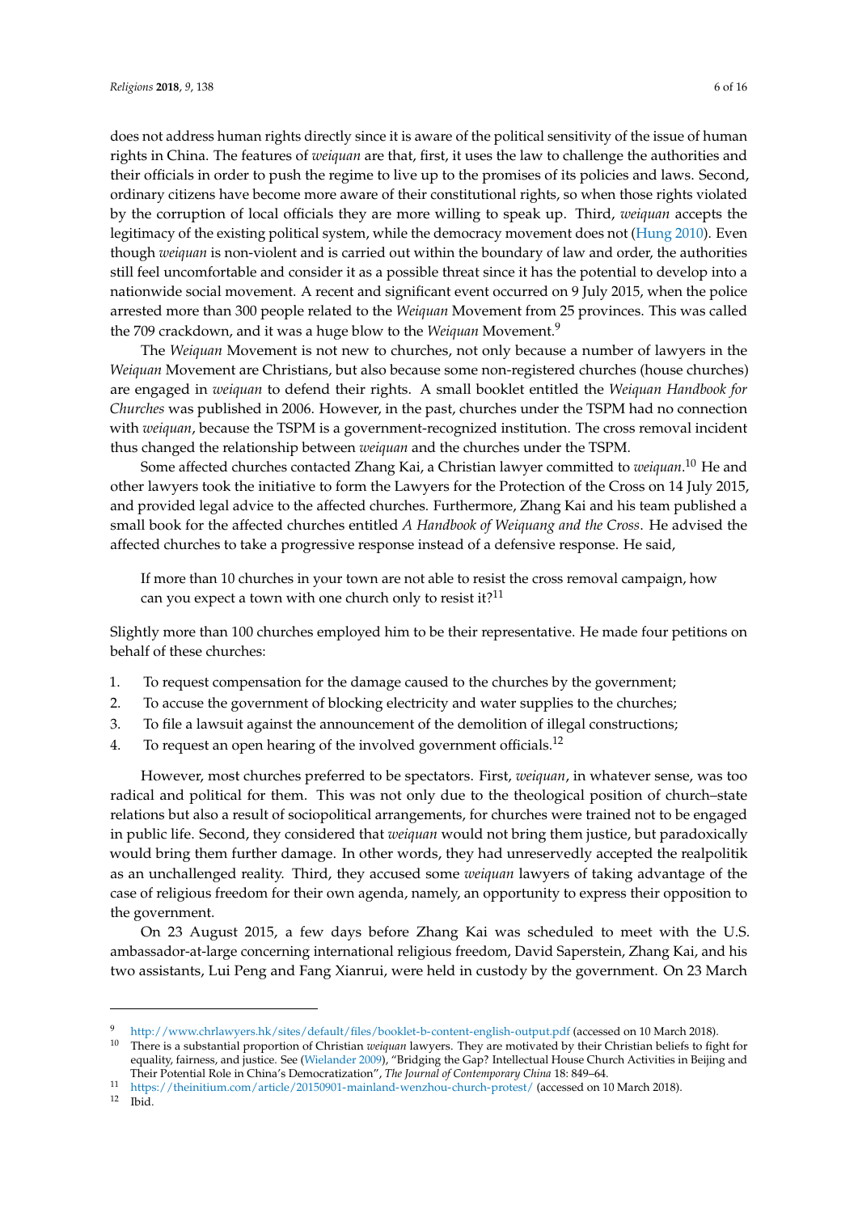does not address human rights directly since it is aware of the political sensitivity of the issue of human rights in China. The features of *weiquan* are that, first, it uses the law to challenge the authorities and their officials in order to push the regime to live up to the promises of its policies and laws. Second, ordinary citizens have become more aware of their constitutional rights, so when those rights violated by the corruption of local officials they are more willing to speak up. Third, *weiquan* accepts the legitimacy of the existing political system, while the democracy movement does not (Hung 2010). Even though *weiquan* is non-violent and is carried out within the boundary of law and order, the authorities still feel uncomfortable and consider it as a possible threat since it has the potential to develop into a nationwide social movement. A recent and significant event occurred on 9 July 2015, when the police arrested more than 300 people related to the *Weiquan* Movement from 25 provinces. This was called the 709 crackdown, and it was a huge blow to the *Weiquan* Movement.[9]

The *Weiquan* Movement is not new to churches, not only because a number of lawyers in the *Weiquan* Movement are Christians, but also because some non-registered churches (house churches) are engaged in *weiquan* to defend their rights. A small booklet entitled the *Weiquan Handbook for Churches* was published in 2006. However, in the past, churches under the TSPM had no connection with *weiquan*, because the TSPM is a government-recognized institution. The cross removal incident thus changed the relationship between *weiquan* and the churches under the TSPM.

Some affected churches contacted Zhang Kai, a Christian lawyer committed to *weiquan*.[10] He and other lawyers took the initiative to form the Lawyers for the Protection of the Cross on 14 July 2015, and provided legal advice to the affected churches. Furthermore, Zhang Kai and his team published a small book for the affected churches entitled *A Handbook of Weiquang and the Cross*. He advised the affected churches to take a progressive response instead of a defensive response. He said,

> If more than 10 churches in your town are not able to resist the cross removal campaign, how can you expect a town with one church only to resist it?[11]

Slightly more than 100 churches employed him to be their representative. He made four petitions on behalf of these churches:

1. To request compensation for the damage caused to the churches by the government;
2. To accuse the government of blocking electricity and water supplies to the churches;
3. To file a lawsuit against the announcement of the demolition of illegal constructions;
4. To request an open hearing of the involved government officials.[12]

However, most churches preferred to be spectators. First, *weiquan*, in whatever sense, was too radical and political for them. This was not only due to the theological position of church–state relations but also a result of sociopolitical arrangements, for churches were trained not to be engaged in public life. Second, they considered that *weiquan* would not bring them justice, but paradoxically would bring them further damage. In other words, they had unreservedly accepted the realpolitik as an unchallenged reality. Third, they accused some *weiquan* lawyers of taking advantage of the case of religious freedom for their own agenda, namely, an opportunity to express their opposition to the government.

On 23 August 2015, a few days before Zhang Kai was scheduled to meet with the U.S. ambassador-at-large concerning international religious freedom, David Saperstein, Zhang Kai, and his two assistants, Lui Peng and Fang Xianrui, were held in custody by the government. On 23 March

---

[9] http://www.chrlawyers.hk/sites/default/files/booklet-b-content-english-output.pdf (accessed on 10 March 2018).

[10] There is a substantial proportion of Christian *weiquan* lawyers. They are motivated by their Christian beliefs to fight for equality, fairness, and justice. See (Wielander 2009), "Bridging the Gap? Intellectual House Church Activities in Beijing and Their Potential Role in China's Democratization", *The Journal of Contemporary China* 18: 849–64.

[11] https://theinitium.com/article/20150901-mainland-wenzhou-church-protest/ (accessed on 10 March 2018).

[12] Ibid.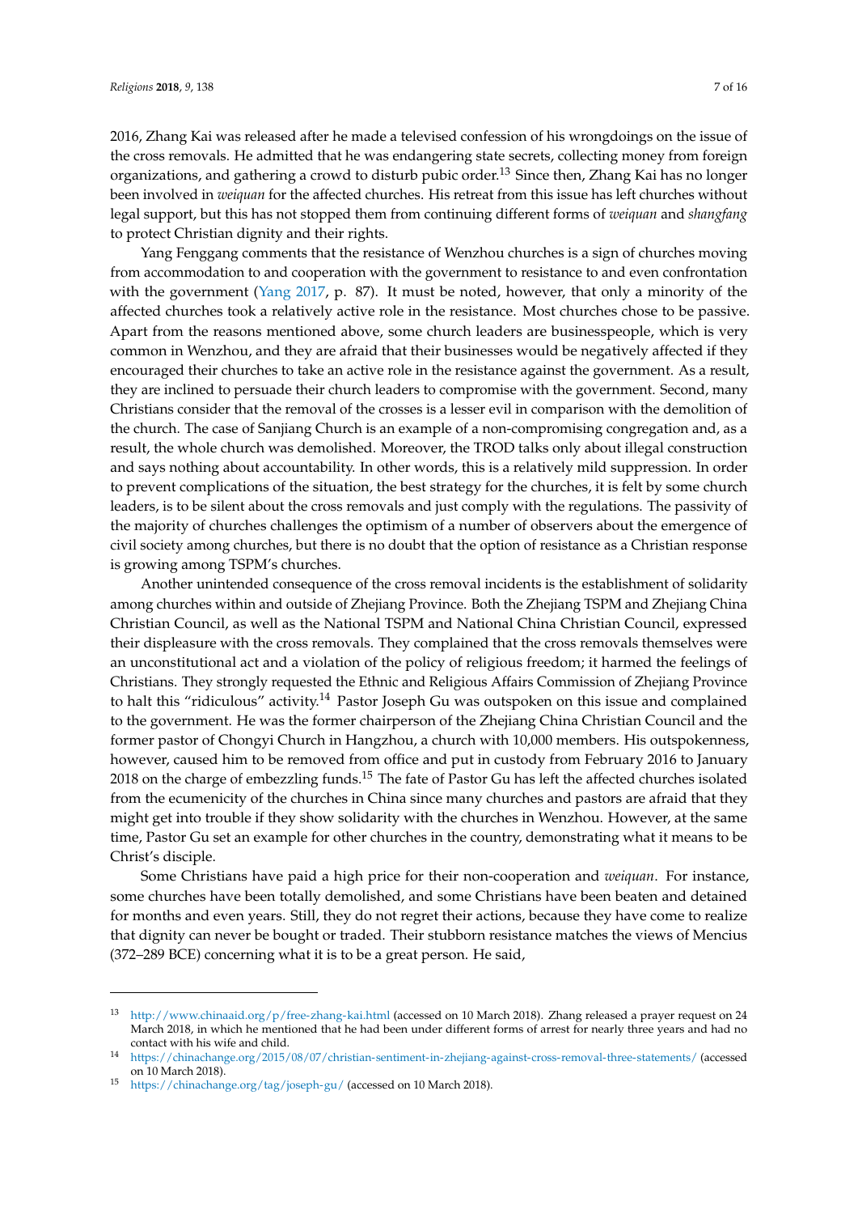2016, Zhang Kai was released after he made a televised confession of his wrongdoings on the issue of the cross removals. He admitted that he was endangering state secrets, collecting money from foreign organizations, and gathering a crowd to disturb pubic order.[13] Since then, Zhang Kai has no longer been involved in *weiquan* for the affected churches. His retreat from this issue has left churches without legal support, but this has not stopped them from continuing different forms of *weiquan* and *shangfang* to protect Christian dignity and their rights.

Yang Fenggang comments that the resistance of Wenzhou churches is a sign of churches moving from accommodation to and cooperation with the government to resistance to and even confrontation with the government (Yang 2017, p. 87). It must be noted, however, that only a minority of the affected churches took a relatively active role in the resistance. Most churches chose to be passive. Apart from the reasons mentioned above, some church leaders are businesspeople, which is very common in Wenzhou, and they are afraid that their businesses would be negatively affected if they encouraged their churches to take an active role in the resistance against the government. As a result, they are inclined to persuade their church leaders to compromise with the government. Second, many Christians consider that the removal of the crosses is a lesser evil in comparison with the demolition of the church. The case of Sanjiang Church is an example of a non-compromising congregation and, as a result, the whole church was demolished. Moreover, the TROD talks only about illegal construction and says nothing about accountability. In other words, this is a relatively mild suppression. In order to prevent complications of the situation, the best strategy for the churches, it is felt by some church leaders, is to be silent about the cross removals and just comply with the regulations. The passivity of the majority of churches challenges the optimism of a number of observers about the emergence of civil society among churches, but there is no doubt that the option of resistance as a Christian response is growing among TSPM's churches.

Another unintended consequence of the cross removal incidents is the establishment of solidarity among churches within and outside of Zhejiang Province. Both the Zhejiang TSPM and Zhejiang China Christian Council, as well as the National TSPM and National China Christian Council, expressed their displeasure with the cross removals. They complained that the cross removals themselves were an unconstitutional act and a violation of the policy of religious freedom; it harmed the feelings of Christians. They strongly requested the Ethnic and Religious Affairs Commission of Zhejiang Province to halt this "ridiculous" activity.[14] Pastor Joseph Gu was outspoken on this issue and complained to the government. He was the former chairperson of the Zhejiang China Christian Council and the former pastor of Chongyi Church in Hangzhou, a church with 10,000 members. His outspokenness, however, caused him to be removed from office and put in custody from February 2016 to January 2018 on the charge of embezzling funds.[15] The fate of Pastor Gu has left the affected churches isolated from the ecumenicity of the churches in China since many churches and pastors are afraid that they might get into trouble if they show solidarity with the churches in Wenzhou. However, at the same time, Pastor Gu set an example for other churches in the country, demonstrating what it means to be Christ's disciple.

Some Christians have paid a high price for their non-cooperation and *weiquan*. For instance, some churches have been totally demolished, and some Christians have been beaten and detained for months and even years. Still, they do not regret their actions, because they have come to realize that dignity can never be bought or traded. Their stubborn resistance matches the views of Mencius (372–289 BCE) concerning what it is to be a great person. He said,

---

[13] http://www.chinaaid.org/p/free-zhang-kai.html (accessed on 10 March 2018). Zhang released a prayer request on 24 March 2018, in which he mentioned that he had been under different forms of arrest for nearly three years and had no contact with his wife and child.

[14] https://chinachange.org/2015/08/07/christian-sentiment-in-zhejiang-against-cross-removal-three-statements/ (accessed on 10 March 2018).

[15] https://chinachange.org/tag/joseph-gu/ (accessed on 10 March 2018).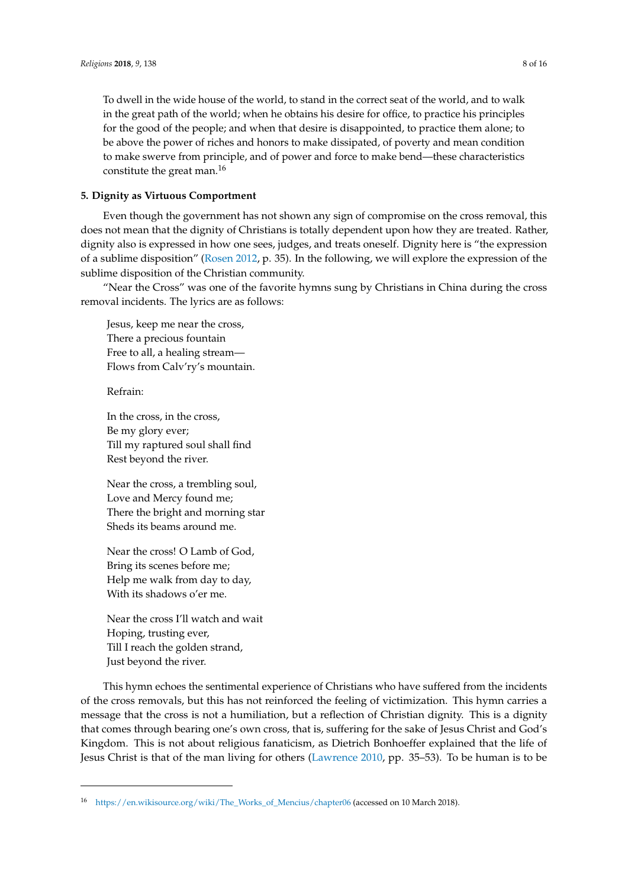> To dwell in the wide house of the world, to stand in the correct seat of the world, and to walk in the great path of the world; when he obtains his desire for office, to practice his principles for the good of the people; and when that desire is disappointed, to practice them alone; to be above the power of riches and honors to make dissipated, of poverty and mean condition to make swerve from principle, and of power and force to make bend—these characteristics constitute the great man.[16]

## 5. Dignity as Virtuous Comportment

Even though the government has not shown any sign of compromise on the cross removal, this does not mean that the dignity of Christians is totally dependent upon how they are treated. Rather, dignity also is expressed in how one sees, judges, and treats oneself. Dignity here is "the expression of a sublime disposition" (Rosen 2012, p. 35). In the following, we will explore the expression of the sublime disposition of the Christian community.

"Near the Cross" was one of the favorite hymns sung by Christians in China during the cross removal incidents. The lyrics are as follows:

> Jesus, keep me near the cross,
> There a precious fountain
> Free to all, a healing stream—
> Flows from Calv'ry's mountain.
>
> Refrain:
>
> In the cross, in the cross,
> Be my glory ever;
> Till my raptured soul shall find
> Rest beyond the river.
>
> Near the cross, a trembling soul,
> Love and Mercy found me;
> There the bright and morning star
> Sheds its beams around me.
>
> Near the cross! O Lamb of God,
> Bring its scenes before me;
> Help me walk from day to day,
> With its shadows o'er me.
>
> Near the cross I'll watch and wait
> Hoping, trusting ever,
> Till I reach the golden strand,
> Just beyond the river.

This hymn echoes the sentimental experience of Christians who have suffered from the incidents of the cross removals, but this has not reinforced the feeling of victimization. This hymn carries a message that the cross is not a humiliation, but a reflection of Christian dignity. This is a dignity that comes through bearing one's own cross, that is, suffering for the sake of Jesus Christ and God's Kingdom. This is not about religious fanaticism, as Dietrich Bonhoeffer explained that the life of Jesus Christ is that of the man living for others (Lawrence 2010, pp. 35–53). To be human is to be

---

[16] https://en.wikisource.org/wiki/The_Works_of_Mencius/chapter06 (accessed on 10 March 2018).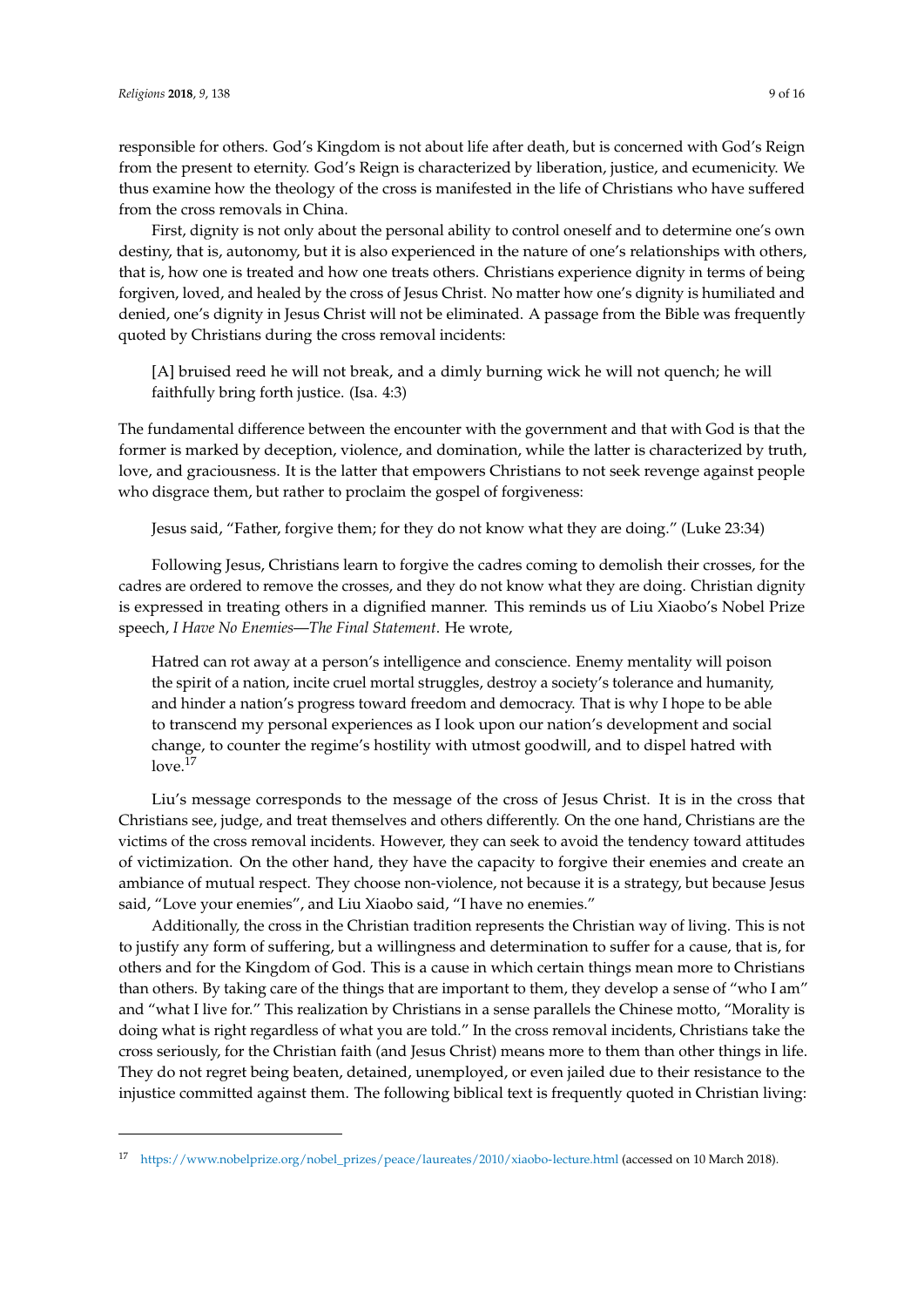responsible for others. God's Kingdom is not about life after death, but is concerned with God's Reign from the present to eternity. God's Reign is characterized by liberation, justice, and ecumenicity. We thus examine how the theology of the cross is manifested in the life of Christians who have suffered from the cross removals in China.

First, dignity is not only about the personal ability to control oneself and to determine one's own destiny, that is, autonomy, but it is also experienced in the nature of one's relationships with others, that is, how one is treated and how one treats others. Christians experience dignity in terms of being forgiven, loved, and healed by the cross of Jesus Christ. No matter how one's dignity is humiliated and denied, one's dignity in Jesus Christ will not be eliminated. A passage from the Bible was frequently quoted by Christians during the cross removal incidents:

> [A] bruised reed he will not break, and a dimly burning wick he will not quench; he will faithfully bring forth justice. (Isa. 4:3)

The fundamental difference between the encounter with the government and that with God is that the former is marked by deception, violence, and domination, while the latter is characterized by truth, love, and graciousness. It is the latter that empowers Christians to not seek revenge against people who disgrace them, but rather to proclaim the gospel of forgiveness:

> Jesus said, "Father, forgive them; for they do not know what they are doing." (Luke 23:34)

Following Jesus, Christians learn to forgive the cadres coming to demolish their crosses, for the cadres are ordered to remove the crosses, and they do not know what they are doing. Christian dignity is expressed in treating others in a dignified manner. This reminds us of Liu Xiaobo's Nobel Prize speech, *I Have No Enemies—The Final Statement*. He wrote,

> Hatred can rot away at a person's intelligence and conscience. Enemy mentality will poison the spirit of a nation, incite cruel mortal struggles, destroy a society's tolerance and humanity, and hinder a nation's progress toward freedom and democracy. That is why I hope to be able to transcend my personal experiences as I look upon our nation's development and social change, to counter the regime's hostility with utmost goodwill, and to dispel hatred with love.[17]

Liu's message corresponds to the message of the cross of Jesus Christ. It is in the cross that Christians see, judge, and treat themselves and others differently. On the one hand, Christians are the victims of the cross removal incidents. However, they can seek to avoid the tendency toward attitudes of victimization. On the other hand, they have the capacity to forgive their enemies and create an ambiance of mutual respect. They choose non-violence, not because it is a strategy, but because Jesus said, "Love your enemies", and Liu Xiaobo said, "I have no enemies."

Additionally, the cross in the Christian tradition represents the Christian way of living. This is not to justify any form of suffering, but a willingness and determination to suffer for a cause, that is, for others and for the Kingdom of God. This is a cause in which certain things mean more to Christians than others. By taking care of the things that are important to them, they develop a sense of "who I am" and "what I live for." This realization by Christians in a sense parallels the Chinese motto, "Morality is doing what is right regardless of what you are told." In the cross removal incidents, Christians take the cross seriously, for the Christian faith (and Jesus Christ) means more to them than other things in life. They do not regret being beaten, detained, unemployed, or even jailed due to their resistance to the injustice committed against them. The following biblical text is frequently quoted in Christian living:

---

[17] https://www.nobelprize.org/nobel_prizes/peace/laureates/2010/xiaobo-lecture.html (accessed on 10 March 2018).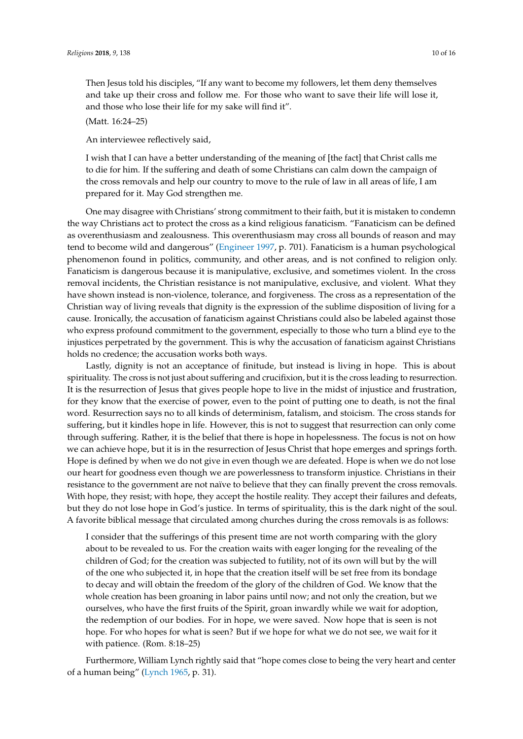> Then Jesus told his disciples, "If any want to become my followers, let them deny themselves and take up their cross and follow me. For those who want to save their life will lose it, and those who lose their life for my sake will find it".
>
> (Matt. 16:24–25)
>
> An interviewee reflectively said,
>
> I wish that I can have a better understanding of the meaning of [the fact] that Christ calls me to die for him. If the suffering and death of some Christians can calm down the campaign of the cross removals and help our country to move to the rule of law in all areas of life, I am prepared for it. May God strengthen me.

One may disagree with Christians' strong commitment to their faith, but it is mistaken to condemn the way Christians act to protect the cross as a kind religious fanaticism. "Fanaticism can be defined as overenthusiasm and zealousness. This overenthusiasm may cross all bounds of reason and may tend to become wild and dangerous" (Engineer 1997, p. 701). Fanaticism is a human psychological phenomenon found in politics, community, and other areas, and is not confined to religion only. Fanaticism is dangerous because it is manipulative, exclusive, and sometimes violent. In the cross removal incidents, the Christian resistance is not manipulative, exclusive, and violent. What they have shown instead is non-violence, tolerance, and forgiveness. The cross as a representation of the Christian way of living reveals that dignity is the expression of the sublime disposition of living for a cause. Ironically, the accusation of fanaticism against Christians could also be labeled against those who express profound commitment to the government, especially to those who turn a blind eye to the injustices perpetrated by the government. This is why the accusation of fanaticism against Christians holds no credence; the accusation works both ways.

Lastly, dignity is not an acceptance of finitude, but instead is living in hope. This is about spirituality. The cross is not just about suffering and crucifixion, but it is the cross leading to resurrection. It is the resurrection of Jesus that gives people hope to live in the midst of injustice and frustration, for they know that the exercise of power, even to the point of putting one to death, is not the final word. Resurrection says no to all kinds of determinism, fatalism, and stoicism. The cross stands for suffering, but it kindles hope in life. However, this is not to suggest that resurrection can only come through suffering. Rather, it is the belief that there is hope in hopelessness. The focus is not on how we can achieve hope, but it is in the resurrection of Jesus Christ that hope emerges and springs forth. Hope is defined by when we do not give in even though we are defeated. Hope is when we do not lose our heart for goodness even though we are powerlessness to transform injustice. Christians in their resistance to the government are not naïve to believe that they can finally prevent the cross removals. With hope, they resist; with hope, they accept the hostile reality. They accept their failures and defeats, but they do not lose hope in God's justice. In terms of spirituality, this is the dark night of the soul. A favorite biblical message that circulated among churches during the cross removals is as follows:

> I consider that the sufferings of this present time are not worth comparing with the glory about to be revealed to us. For the creation waits with eager longing for the revealing of the children of God; for the creation was subjected to futility, not of its own will but by the will of the one who subjected it, in hope that the creation itself will be set free from its bondage to decay and will obtain the freedom of the glory of the children of God. We know that the whole creation has been groaning in labor pains until now; and not only the creation, but we ourselves, who have the first fruits of the Spirit, groan inwardly while we wait for adoption, the redemption of our bodies. For in hope, we were saved. Now hope that is seen is not hope. For who hopes for what is seen? But if we hope for what we do not see, we wait for it with patience. (Rom. 8:18–25)

Furthermore, William Lynch rightly said that "hope comes close to being the very heart and center of a human being" (Lynch 1965, p. 31).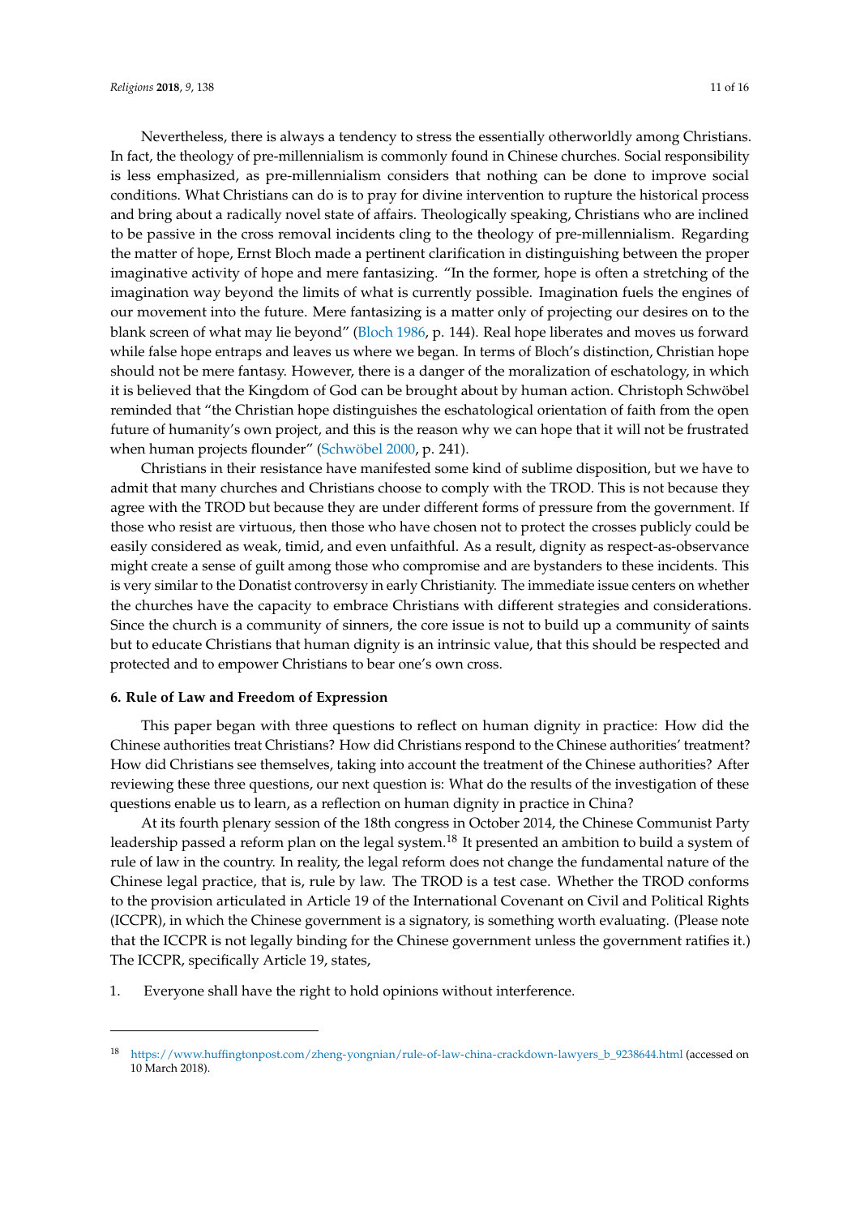Nevertheless, there is always a tendency to stress the essentially otherworldly among Christians. In fact, the theology of pre-millennialism is commonly found in Chinese churches. Social responsibility is less emphasized, as pre-millennialism considers that nothing can be done to improve social conditions. What Christians can do is to pray for divine intervention to rupture the historical process and bring about a radically novel state of affairs. Theologically speaking, Christians who are inclined to be passive in the cross removal incidents cling to the theology of pre-millennialism. Regarding the matter of hope, Ernst Bloch made a pertinent clarification in distinguishing between the proper imaginative activity of hope and mere fantasizing. "In the former, hope is often a stretching of the imagination way beyond the limits of what is currently possible. Imagination fuels the engines of our movement into the future. Mere fantasizing is a matter only of projecting our desires on to the blank screen of what may lie beyond" (Bloch 1986, p. 144). Real hope liberates and moves us forward while false hope entraps and leaves us where we began. In terms of Bloch's distinction, Christian hope should not be mere fantasy. However, there is a danger of the moralization of eschatology, in which it is believed that the Kingdom of God can be brought about by human action. Christoph Schwöbel reminded that "the Christian hope distinguishes the eschatological orientation of faith from the open future of humanity's own project, and this is the reason why we can hope that it will not be frustrated when human projects flounder" (Schwöbel 2000, p. 241).

Christians in their resistance have manifested some kind of sublime disposition, but we have to admit that many churches and Christians choose to comply with the TROD. This is not because they agree with the TROD but because they are under different forms of pressure from the government. If those who resist are virtuous, then those who have chosen not to protect the crosses publicly could be easily considered as weak, timid, and even unfaithful. As a result, dignity as respect-as-observance might create a sense of guilt among those who compromise and are bystanders to these incidents. This is very similar to the Donatist controversy in early Christianity. The immediate issue centers on whether the churches have the capacity to embrace Christians with different strategies and considerations. Since the church is a community of sinners, the core issue is not to build up a community of saints but to educate Christians that human dignity is an intrinsic value, that this should be respected and protected and to empower Christians to bear one's own cross.

## 6. Rule of Law and Freedom of Expression

This paper began with three questions to reflect on human dignity in practice: How did the Chinese authorities treat Christians? How did Christians respond to the Chinese authorities' treatment? How did Christians see themselves, taking into account the treatment of the Chinese authorities? After reviewing these three questions, our next question is: What do the results of the investigation of these questions enable us to learn, as a reflection on human dignity in practice in China?

At its fourth plenary session of the 18th congress in October 2014, the Chinese Communist Party leadership passed a reform plan on the legal system.[18] It presented an ambition to build a system of rule of law in the country. In reality, the legal reform does not change the fundamental nature of the Chinese legal practice, that is, rule by law. The TROD is a test case. Whether the TROD conforms to the provision articulated in Article 19 of the International Covenant on Civil and Political Rights (ICCPR), in which the Chinese government is a signatory, is something worth evaluating. (Please note that the ICCPR is not legally binding for the Chinese government unless the government ratifies it.) The ICCPR, specifically Article 19, states,

1. Everyone shall have the right to hold opinions without interference.

---

[18] https://www.huffingtonpost.com/zheng-yongnian/rule-of-law-china-crackdown-lawyers_b_9238644.html (accessed on 10 March 2018).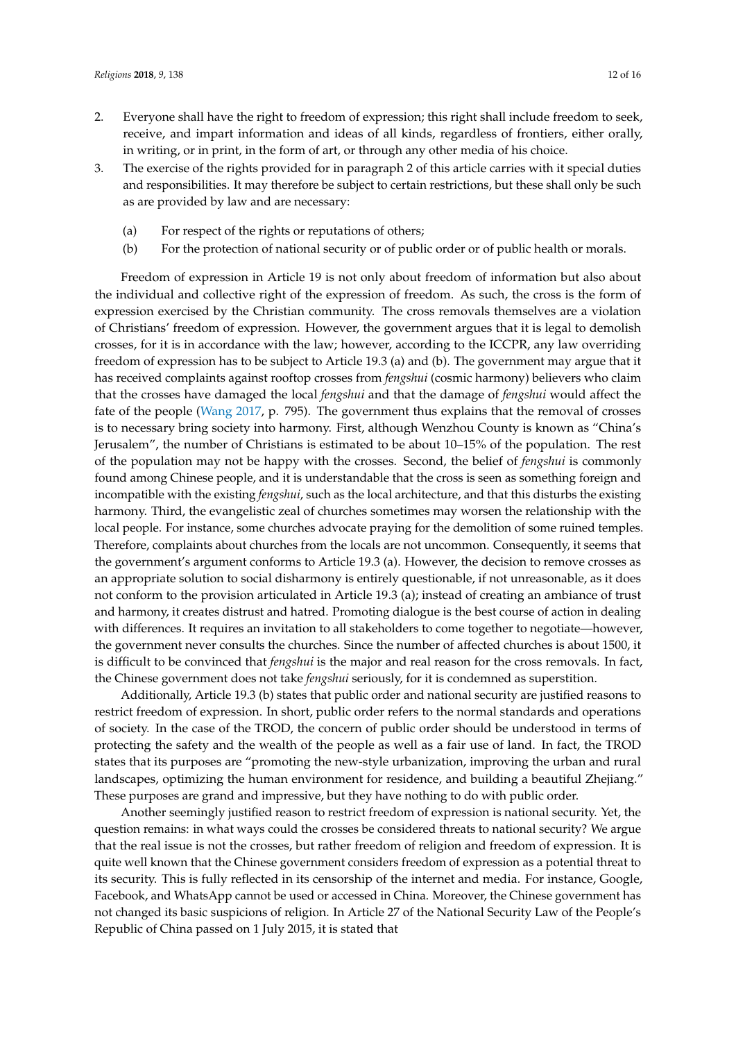2. Everyone shall have the right to freedom of expression; this right shall include freedom to seek, receive, and impart information and ideas of all kinds, regardless of frontiers, either orally, in writing, or in print, in the form of art, or through any other media of his choice.
3. The exercise of the rights provided for in paragraph 2 of this article carries with it special duties and responsibilities. It may therefore be subject to certain restrictions, but these shall only be such as are provided by law and are necessary:
   (a) For respect of the rights or reputations of others;
   (b) For the protection of national security or of public order or of public health or morals.

Freedom of expression in Article 19 is not only about freedom of information but also about the individual and collective right of the expression of freedom. As such, the cross is the form of expression exercised by the Christian community. The cross removals themselves are a violation of Christians' freedom of expression. However, the government argues that it is legal to demolish crosses, for it is in accordance with the law; however, according to the ICCPR, any law overriding freedom of expression has to be subject to Article 19.3 (a) and (b). The government may argue that it has received complaints against rooftop crosses from *fengshui* (cosmic harmony) believers who claim that the crosses have damaged the local *fengshui* and that the damage of *fengshui* would affect the fate of the people (Wang 2017, p. 795). The government thus explains that the removal of crosses is to necessary bring society into harmony. First, although Wenzhou County is known as "China's Jerusalem", the number of Christians is estimated to be about 10–15% of the population. The rest of the population may not be happy with the crosses. Second, the belief of *fengshui* is commonly found among Chinese people, and it is understandable that the cross is seen as something foreign and incompatible with the existing *fengshui*, such as the local architecture, and that this disturbs the existing harmony. Third, the evangelistic zeal of churches sometimes may worsen the relationship with the local people. For instance, some churches advocate praying for the demolition of some ruined temples. Therefore, complaints about churches from the locals are not uncommon. Consequently, it seems that the government's argument conforms to Article 19.3 (a). However, the decision to remove crosses as an appropriate solution to social disharmony is entirely questionable, if not unreasonable, as it does not conform to the provision articulated in Article 19.3 (a); instead of creating an ambiance of trust and harmony, it creates distrust and hatred. Promoting dialogue is the best course of action in dealing with differences. It requires an invitation to all stakeholders to come together to negotiate—however, the government never consults the churches. Since the number of affected churches is about 1500, it is difficult to be convinced that *fengshui* is the major and real reason for the cross removals. In fact, the Chinese government does not take *fengshui* seriously, for it is condemned as superstition.

Additionally, Article 19.3 (b) states that public order and national security are justified reasons to restrict freedom of expression. In short, public order refers to the normal standards and operations of society. In the case of the TROD, the concern of public order should be understood in terms of protecting the safety and the wealth of the people as well as a fair use of land. In fact, the TROD states that its purposes are "promoting the new-style urbanization, improving the urban and rural landscapes, optimizing the human environment for residence, and building a beautiful Zhejiang." These purposes are grand and impressive, but they have nothing to do with public order.

Another seemingly justified reason to restrict freedom of expression is national security. Yet, the question remains: in what ways could the crosses be considered threats to national security? We argue that the real issue is not the crosses, but rather freedom of religion and freedom of expression. It is quite well known that the Chinese government considers freedom of expression as a potential threat to its security. This is fully reflected in its censorship of the internet and media. For instance, Google, Facebook, and WhatsApp cannot be used or accessed in China. Moreover, the Chinese government has not changed its basic suspicions of religion. In Article 27 of the National Security Law of the People's Republic of China passed on 1 July 2015, it is stated that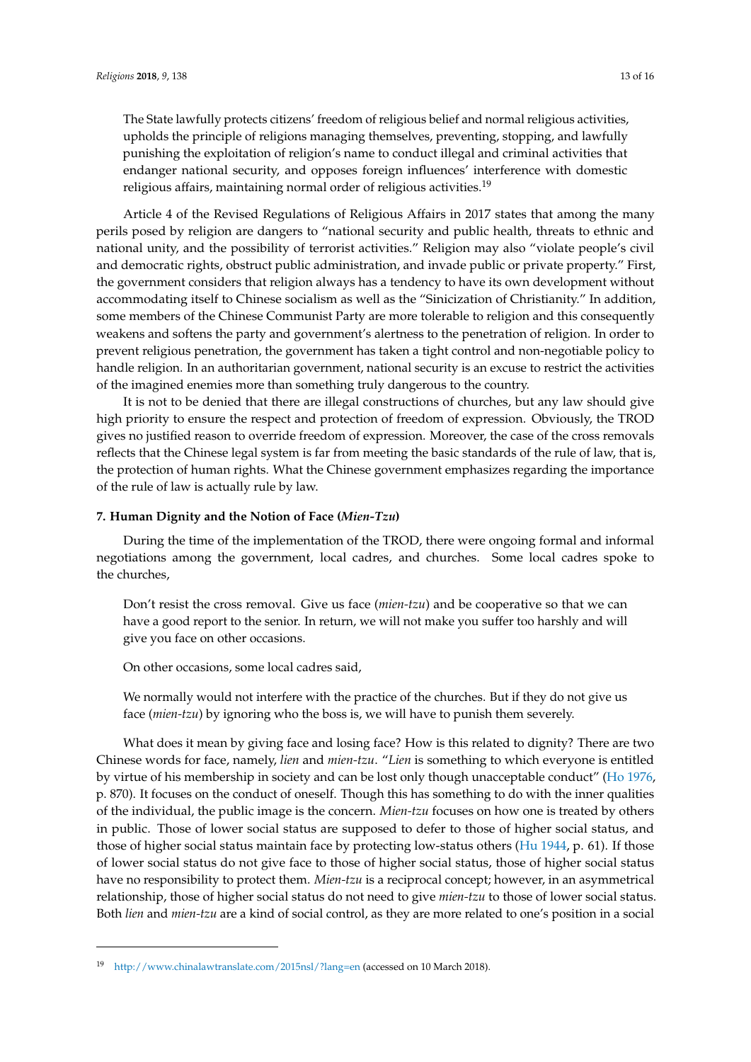> The State lawfully protects citizens' freedom of religious belief and normal religious activities, upholds the principle of religions managing themselves, preventing, stopping, and lawfully punishing the exploitation of religion's name to conduct illegal and criminal activities that endanger national security, and opposes foreign influences' interference with domestic religious affairs, maintaining normal order of religious activities.[19]

Article 4 of the Revised Regulations of Religious Affairs in 2017 states that among the many perils posed by religion are dangers to "national security and public health, threats to ethnic and national unity, and the possibility of terrorist activities." Religion may also "violate people's civil and democratic rights, obstruct public administration, and invade public or private property." First, the government considers that religion always has a tendency to have its own development without accommodating itself to Chinese socialism as well as the "Sinicization of Christianity." In addition, some members of the Chinese Communist Party are more tolerable to religion and this consequently weakens and softens the party and government's alertness to the penetration of religion. In order to prevent religious penetration, the government has taken a tight control and non-negotiable policy to handle religion. In an authoritarian government, national security is an excuse to restrict the activities of the imagined enemies more than something truly dangerous to the country.

It is not to be denied that there are illegal constructions of churches, but any law should give high priority to ensure the respect and protection of freedom of expression. Obviously, the TROD gives no justified reason to override freedom of expression. Moreover, the case of the cross removals reflects that the Chinese legal system is far from meeting the basic standards of the rule of law, that is, the protection of human rights. What the Chinese government emphasizes regarding the importance of the rule of law is actually rule by law.

## 7. Human Dignity and the Notion of Face (*Mien-Tzu*)

During the time of the implementation of the TROD, there were ongoing formal and informal negotiations among the government, local cadres, and churches. Some local cadres spoke to the churches,

> Don't resist the cross removal. Give us face (*mien-tzu*) and be cooperative so that we can have a good report to the senior. In return, we will not make you suffer too harshly and will give you face on other occasions.

On other occasions, some local cadres said,

> We normally would not interfere with the practice of the churches. But if they do not give us face (*mien-tzu*) by ignoring who the boss is, we will have to punish them severely.

What does it mean by giving face and losing face? How is this related to dignity? There are two Chinese words for face, namely, *lien* and *mien-tzu*. "*Lien* is something to which everyone is entitled by virtue of his membership in society and can be lost only though unacceptable conduct" (Ho 1976, p. 870). It focuses on the conduct of oneself. Though this has something to do with the inner qualities of the individual, the public image is the concern. *Mien-tzu* focuses on how one is treated by others in public. Those of lower social status are supposed to defer to those of higher social status, and those of higher social status maintain face by protecting low-status others (Hu 1944, p. 61). If those of lower social status do not give face to those of higher social status, those of higher social status have no responsibility to protect them. *Mien-tzu* is a reciprocal concept; however, in an asymmetrical relationship, those of higher social status do not need to give *mien-tzu* to those of lower social status. Both *lien* and *mien-tzu* are a kind of social control, as they are more related to one's position in a social

---

19 http://www.chinalawtranslate.com/2015nsl/?lang=en (accessed on 10 March 2018).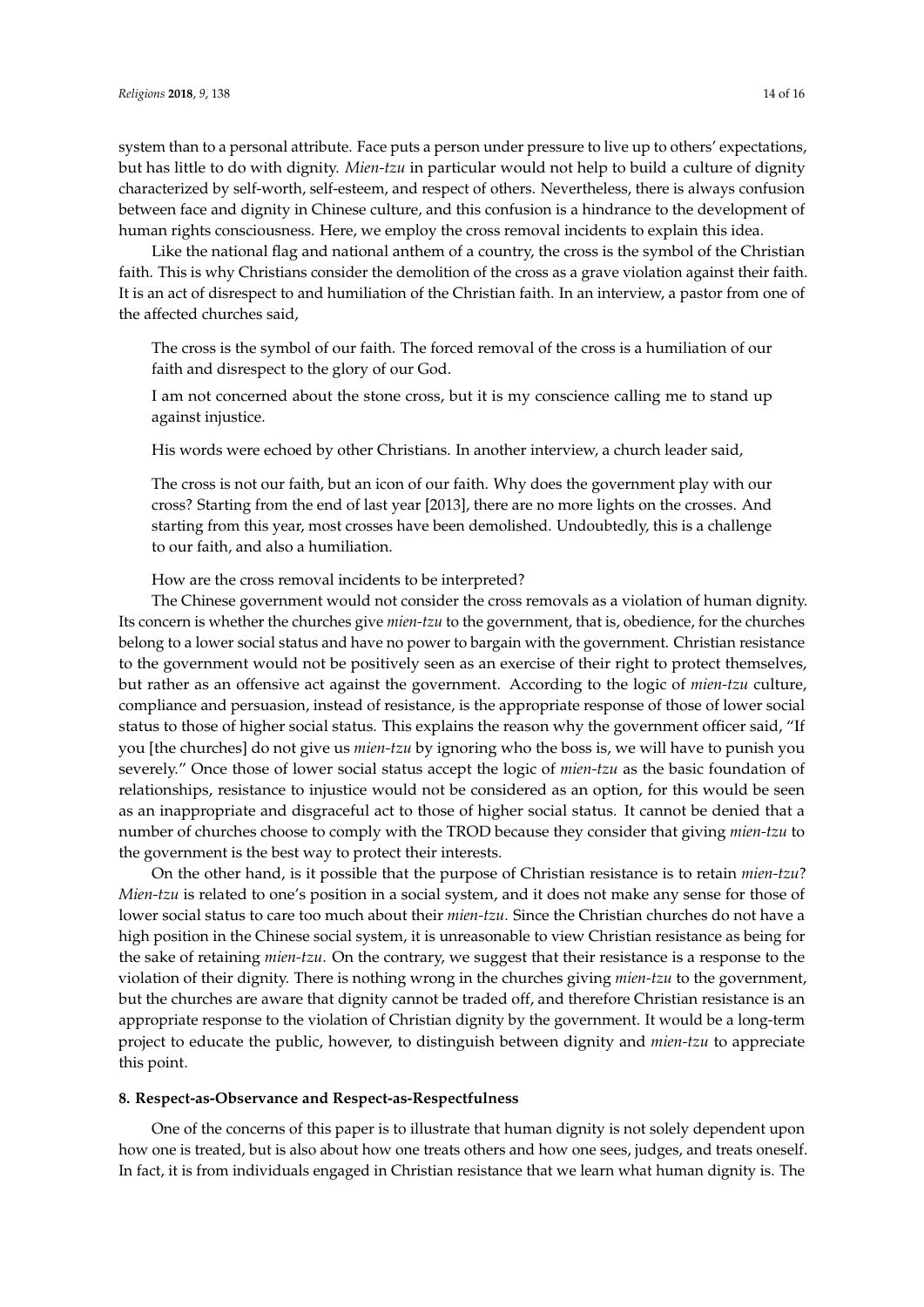system than to a personal attribute. Face puts a person under pressure to live up to others' expectations, but has little to do with dignity. *Mien-tzu* in particular would not help to build a culture of dignity characterized by self-worth, self-esteem, and respect of others. Nevertheless, there is always confusion between face and dignity in Chinese culture, and this confusion is a hindrance to the development of human rights consciousness. Here, we employ the cross removal incidents to explain this idea.

Like the national flag and national anthem of a country, the cross is the symbol of the Christian faith. This is why Christians consider the demolition of the cross as a grave violation against their faith. It is an act of disrespect to and humiliation of the Christian faith. In an interview, a pastor from one of the affected churches said,

> The cross is the symbol of our faith. The forced removal of the cross is a humiliation of our faith and disrespect to the glory of our God.
>
> I am not concerned about the stone cross, but it is my conscience calling me to stand up against injustice.

His words were echoed by other Christians. In another interview, a church leader said,

> The cross is not our faith, but an icon of our faith. Why does the government play with our cross? Starting from the end of last year [2013], there are no more lights on the crosses. And starting from this year, most crosses have been demolished. Undoubtedly, this is a challenge to our faith, and also a humiliation.

How are the cross removal incidents to be interpreted?

The Chinese government would not consider the cross removals as a violation of human dignity. Its concern is whether the churches give *mien-tzu* to the government, that is, obedience, for the churches belong to a lower social status and have no power to bargain with the government. Christian resistance to the government would not be positively seen as an exercise of their right to protect themselves, but rather as an offensive act against the government. According to the logic of *mien-tzu* culture, compliance and persuasion, instead of resistance, is the appropriate response of those of lower social status to those of higher social status. This explains the reason why the government officer said, "If you [the churches] do not give us *mien-tzu* by ignoring who the boss is, we will have to punish you severely." Once those of lower social status accept the logic of *mien-tzu* as the basic foundation of relationships, resistance to injustice would not be considered as an option, for this would be seen as an inappropriate and disgraceful act to those of higher social status. It cannot be denied that a number of churches choose to comply with the TROD because they consider that giving *mien-tzu* to the government is the best way to protect their interests.

On the other hand, is it possible that the purpose of Christian resistance is to retain *mien-tzu*? *Mien-tzu* is related to one's position in a social system, and it does not make any sense for those of lower social status to care too much about their *mien-tzu*. Since the Christian churches do not have a high position in the Chinese social system, it is unreasonable to view Christian resistance as being for the sake of retaining *mien-tzu*. On the contrary, we suggest that their resistance is a response to the violation of their dignity. There is nothing wrong in the churches giving *mien-tzu* to the government, but the churches are aware that dignity cannot be traded off, and therefore Christian resistance is an appropriate response to the violation of Christian dignity by the government. It would be a long-term project to educate the public, however, to distinguish between dignity and *mien-tzu* to appreciate this point.

## 8. Respect-as-Observance and Respect-as-Respectfulness

One of the concerns of this paper is to illustrate that human dignity is not solely dependent upon how one is treated, but is also about how one treats others and how one sees, judges, and treats oneself. In fact, it is from individuals engaged in Christian resistance that we learn what human dignity is. The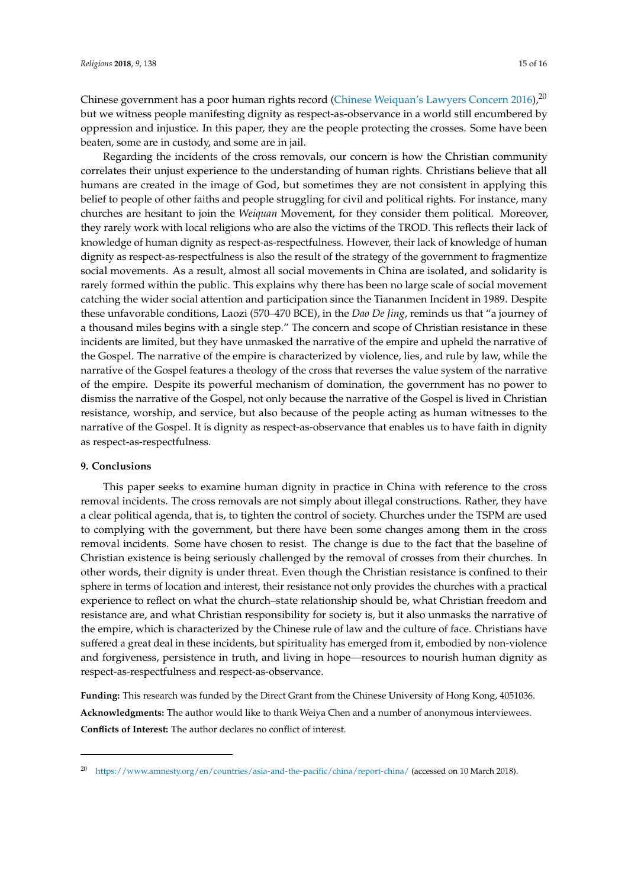Chinese government has a poor human rights record (Chinese Weiquan's Lawyers Concern 2016),[20] but we witness people manifesting dignity as respect-as-observance in a world still encumbered by oppression and injustice. In this paper, they are the people protecting the crosses. Some have been beaten, some are in custody, and some are in jail.

Regarding the incidents of the cross removals, our concern is how the Christian community correlates their unjust experience to the understanding of human rights. Christians believe that all humans are created in the image of God, but sometimes they are not consistent in applying this belief to people of other faiths and people struggling for civil and political rights. For instance, many churches are hesitant to join the *Weiquan* Movement, for they consider them political. Moreover, they rarely work with local religions who are also the victims of the TROD. This reflects their lack of knowledge of human dignity as respect-as-respectfulness. However, their lack of knowledge of human dignity as respect-as-respectfulness is also the result of the strategy of the government to fragmentize social movements. As a result, almost all social movements in China are isolated, and solidarity is rarely formed within the public. This explains why there has been no large scale of social movement catching the wider social attention and participation since the Tiananmen Incident in 1989. Despite these unfavorable conditions, Laozi (570–470 BCE), in the *Dao De Jing*, reminds us that "a journey of a thousand miles begins with a single step." The concern and scope of Christian resistance in these incidents are limited, but they have unmasked the narrative of the empire and upheld the narrative of the Gospel. The narrative of the empire is characterized by violence, lies, and rule by law, while the narrative of the Gospel features a theology of the cross that reverses the value system of the narrative of the empire. Despite its powerful mechanism of domination, the government has no power to dismiss the narrative of the Gospel, not only because the narrative of the Gospel is lived in Christian resistance, worship, and service, but also because of the people acting as human witnesses to the narrative of the Gospel. It is dignity as respect-as-observance that enables us to have faith in dignity as respect-as-respectfulness.

## 9. Conclusions

This paper seeks to examine human dignity in practice in China with reference to the cross removal incidents. The cross removals are not simply about illegal constructions. Rather, they have a clear political agenda, that is, to tighten the control of society. Churches under the TSPM are used to complying with the government, but there have been some changes among them in the cross removal incidents. Some have chosen to resist. The change is due to the fact that the baseline of Christian existence is being seriously challenged by the removal of crosses from their churches. In other words, their dignity is under threat. Even though the Christian resistance is confined to their sphere in terms of location and interest, their resistance not only provides the churches with a practical experience to reflect on what the church–state relationship should be, what Christian freedom and resistance are, and what Christian responsibility for society is, but it also unmasks the narrative of the empire, which is characterized by the Chinese rule of law and the culture of face. Christians have suffered a great deal in these incidents, but spirituality has emerged from it, embodied by non-violence and forgiveness, persistence in truth, and living in hope—resources to nourish human dignity as respect-as-respectfulness and respect-as-observance.

**Funding:** This research was funded by the Direct Grant from the Chinese University of Hong Kong, 4051036.

**Acknowledgments:** The author would like to thank Weiya Chen and a number of anonymous interviewees.

**Conflicts of Interest:** The author declares no conflict of interest.

---

[20] https://www.amnesty.org/en/countries/asia-and-the-pacific/china/report-china/ (accessed on 10 March 2018).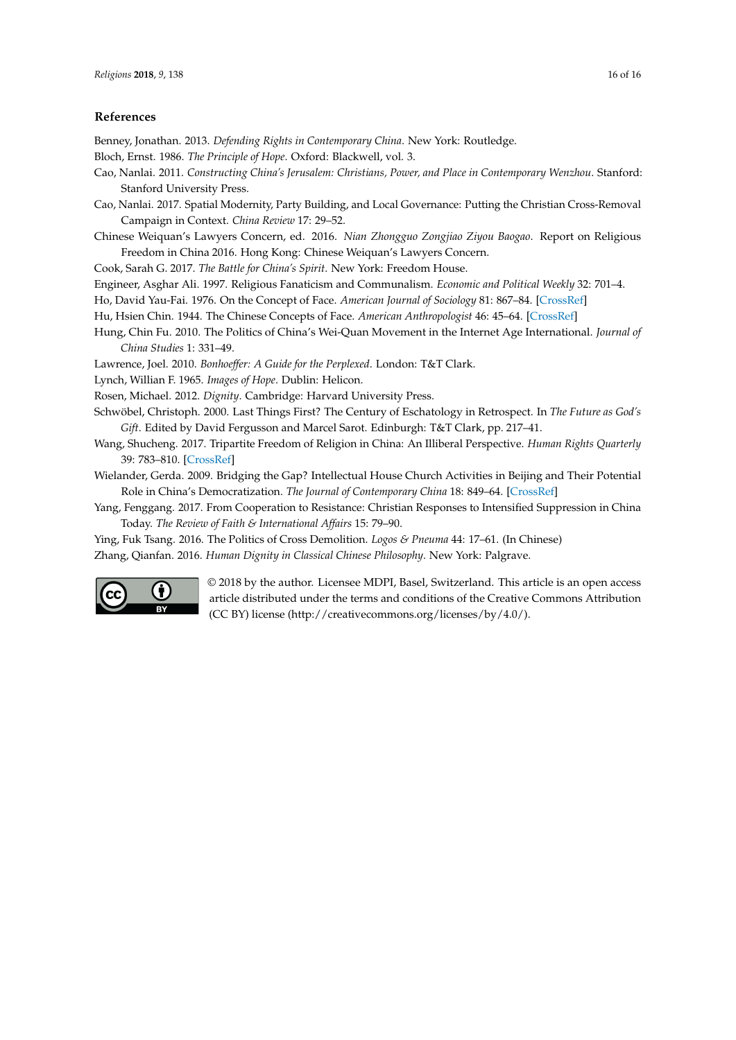## References

Benney, Jonathan. 2013. *Defending Rights in Contemporary China*. New York: Routledge.

Bloch, Ernst. 1986. *The Principle of Hope*. Oxford: Blackwell, vol. 3.

Cao, Nanlai. 2011. *Constructing China's Jerusalem: Christians, Power, and Place in Contemporary Wenzhou*. Stanford: Stanford University Press.

Cao, Nanlai. 2017. Spatial Modernity, Party Building, and Local Governance: Putting the Christian Cross-Removal Campaign in Context. *China Review* 17: 29–52.

Chinese Weiquan's Lawyers Concern, ed. 2016. *Nian Zhongguo Zongjiao Ziyou Baogao*. Report on Religious Freedom in China 2016. Hong Kong: Chinese Weiquan's Lawyers Concern.

Cook, Sarah G. 2017. *The Battle for China's Spirit*. New York: Freedom House.

Engineer, Asghar Ali. 1997. Religious Fanaticism and Communalism. *Economic and Political Weekly* 32: 701–4.

Ho, David Yau-Fai. 1976. On the Concept of Face. *American Journal of Sociology* 81: 867–84. [CrossRef]

Hu, Hsien Chin. 1944. The Chinese Concepts of Face. *American Anthropologist* 46: 45–64. [CrossRef]

Hung, Chin Fu. 2010. The Politics of China's Wei-Quan Movement in the Internet Age International. *Journal of China Studies* 1: 331–49.

Lawrence, Joel. 2010. *Bonhoeffer: A Guide for the Perplexed*. London: T&T Clark.

Lynch, Willian F. 1965. *Images of Hope*. Dublin: Helicon.

Rosen, Michael. 2012. *Dignity*. Cambridge: Harvard University Press.

Schwöbel, Christoph. 2000. Last Things First? The Century of Eschatology in Retrospect. In *The Future as God's Gift*. Edited by David Fergusson and Marcel Sarot. Edinburgh: T&T Clark, pp. 217–41.

Wang, Shucheng. 2017. Tripartite Freedom of Religion in China: An Illiberal Perspective. *Human Rights Quarterly* 39: 783–810. [CrossRef]

Wielander, Gerda. 2009. Bridging the Gap? Intellectual House Church Activities in Beijing and Their Potential Role in China's Democratization. *The Journal of Contemporary China* 18: 849–64. [CrossRef]

Yang, Fenggang. 2017. From Cooperation to Resistance: Christian Responses to Intensified Suppression in China Today. *The Review of Faith & International Affairs* 15: 79–90.

Ying, Fuk Tsang. 2016. The Politics of Cross Demolition. *Logos & Pneuma* 44: 17–61. (In Chinese)

Zhang, Qianfan. 2016. *Human Dignity in Classical Chinese Philosophy*. New York: Palgrave.

© 2018 by the author. Licensee MDPI, Basel, Switzerland. This article is an open access article distributed under the terms and conditions of the Creative Commons Attribution (CC BY) license (http://creativecommons.org/licenses/by/4.0/).